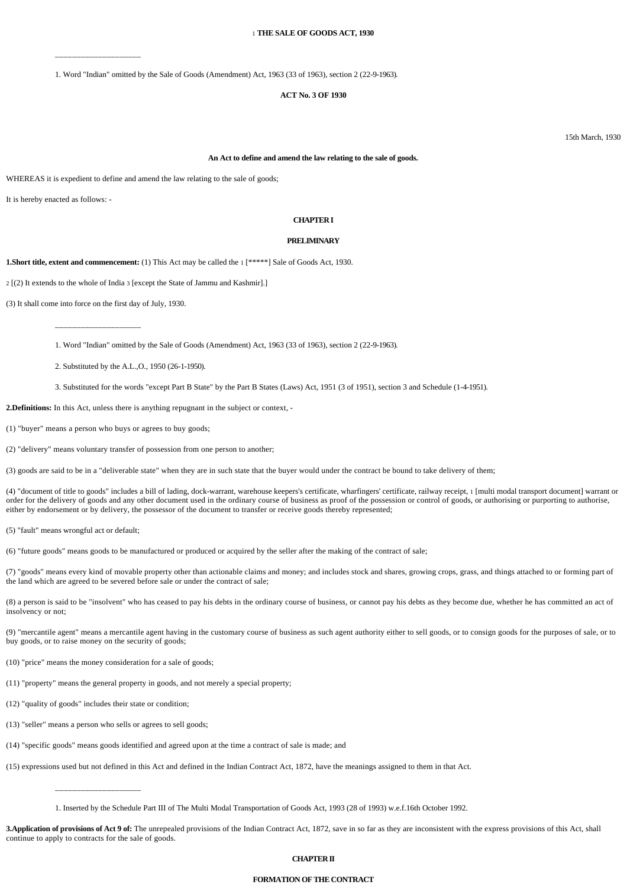# [1] THE SALE OF GOODS ACT, 1930

_____________________

1. Word "Indian" omitted by the Sale of Goods (Amendment) Act, 1963 (33 of 1963), section 2 (22-9-1963).

**ACT No. 3 OF 1930**

15th March, 1930

**An Act to define and amend the law relating to the sale of goods.**

WHEREAS it is expedient to define and amend the law relating to the sale of goods;

It is hereby enacted as follows: -

## CHAPTER I

## PRELIMINARY

**1.Short title, extent and commencement:** (1) This Act may be called the [1] [*****] Sale of Goods Act, 1930.

[2] [(2) It extends to the whole of India [3] [except the State of Jammu and Kashmir].]

(3) It shall come into force on the first day of July, 1930.

_____________________

1. Word "Indian" omitted by the Sale of Goods (Amendment) Act, 1963 (33 of 1963), section 2 (22-9-1963).

2. Substituted by the A.L.,O., 1950 (26-1-1950).

3. Substituted for the words "except Part B State" by the Part B States (Laws) Act, 1951 (3 of 1951), section 3 and Schedule (1-4-1951).

**2.Definitions:** In this Act, unless there is anything repugnant in the subject or context, -

(1) "buyer" means a person who buys or agrees to buy goods;

(2) "delivery" means voluntary transfer of possession from one person to another;

(3) goods are said to be in a "deliverable state" when they are in such state that the buyer would under the contract be bound to take delivery of them;

(4) "document of title to goods" includes a bill of lading, dock-warrant, warehouse keepers's certificate, wharfingers' certificate, railway receipt, [1] [multi modal transport document] warrant or order for the delivery of goods and any other document used in the ordinary course of business as proof of the possession or control of goods, or authorising or purporting to authorise, either by endorsement or by delivery, the possessor of the document to transfer or receive goods thereby represented;

(5) "fault" means wrongful act or default;

(6) "future goods" means goods to be manufactured or produced or acquired by the seller after the making of the contract of sale;

(7) "goods" means every kind of movable property other than actionable claims and money; and includes stock and shares, growing crops, grass, and things attached to or forming part of the land which are agreed to be severed before sale or under the contract of sale;

(8) a person is said to be "insolvent" who has ceased to pay his debts in the ordinary course of business, or cannot pay his debts as they become due, whether he has committed an act of insolvency or not;

(9) "mercantile agent" means a mercantile agent having in the customary course of business as such agent authority either to sell goods, or to consign goods for the purposes of sale, or to buy goods, or to raise money on the security of goods;

(10) "price" means the money consideration for a sale of goods;

(11) "property" means the general property in goods, and not merely a special property;

(12) "quality of goods" includes their state or condition;

(13) "seller" means a person who sells or agrees to sell goods;

(14) "specific goods" means goods identified and agreed upon at the time a contract of sale is made; and

(15) expressions used but not defined in this Act and defined in the Indian Contract Act, 1872, have the meanings assigned to them in that Act.

_____________________

1. Inserted by the Schedule Part III of The Multi Modal Transportation of Goods Act, 1993 (28 of 1993) w.e.f.16th October 1992.

**3.Application of provisions of Act 9 of:** The unrepealed provisions of the Indian Contract Act, 1872, save in so far as they are inconsistent with the express provisions of this Act, shall continue to apply to contracts for the sale of goods.

## CHAPTER II

## FORMATION OF THE CONTRACT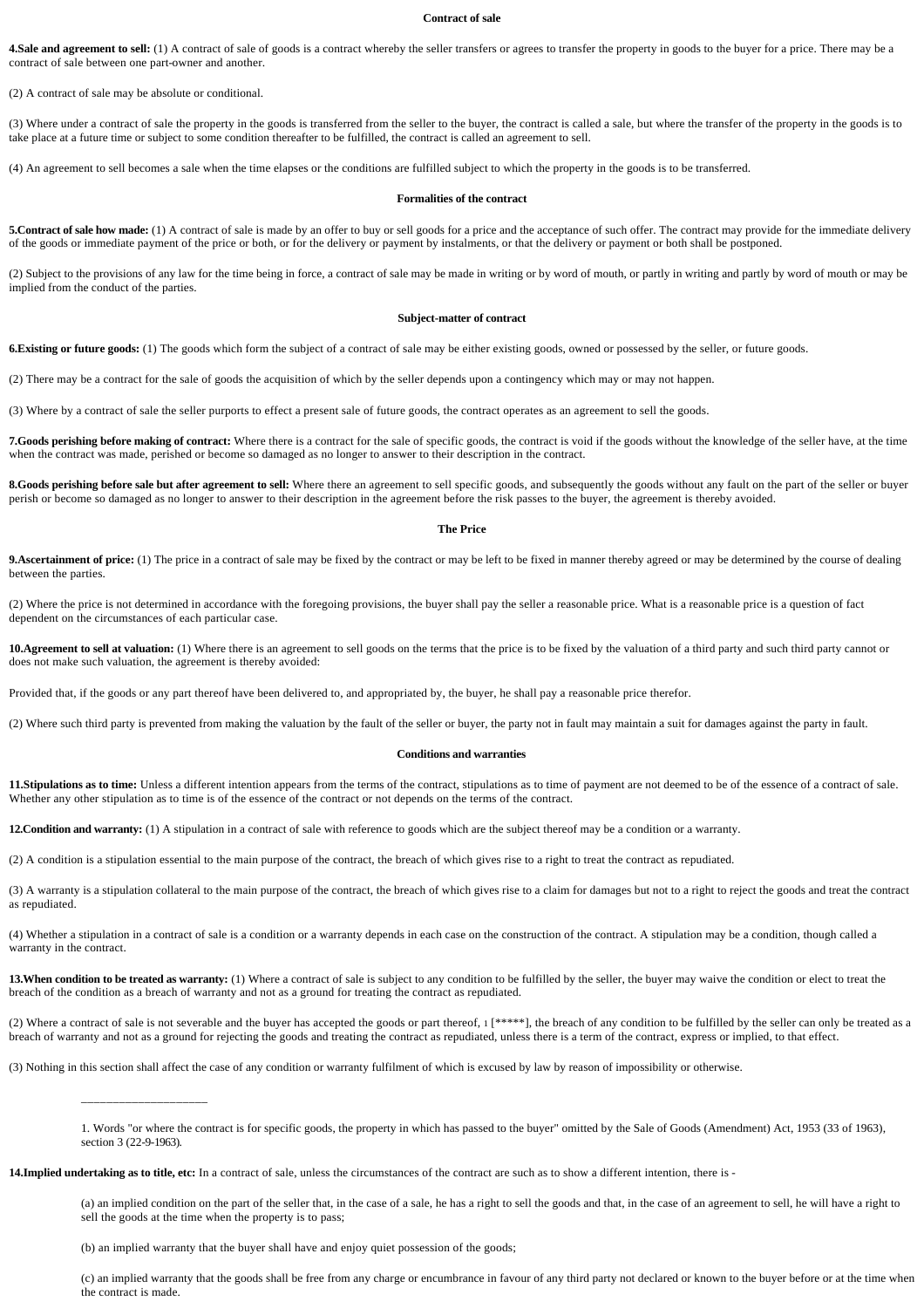#### Contract of sale

**4.Sale and agreement to sell:** (1) A contract of sale of goods is a contract whereby the seller transfers or agrees to transfer the property in goods to the buyer for a price. There may be a contract of sale between one part-owner and another.

(2) A contract of sale may be absolute or conditional.

(3) Where under a contract of sale the property in the goods is transferred from the seller to the buyer, the contract is called a sale, but where the transfer of the property in the goods is to take place at a future time or subject to some condition thereafter to be fulfilled, the contract is called an agreement to sell.

(4) An agreement to sell becomes a sale when the time elapses or the conditions are fulfilled subject to which the property in the goods is to be transferred.

#### Formalities of the contract

**5.Contract of sale how made:** (1) A contract of sale is made by an offer to buy or sell goods for a price and the acceptance of such offer. The contract may provide for the immediate delivery of the goods or immediate payment of the price or both, or for the delivery or payment by instalments, or that the delivery or payment or both shall be postponed.

(2) Subject to the provisions of any law for the time being in force, a contract of sale may be made in writing or by word of mouth, or partly in writing and partly by word of mouth or may be implied from the conduct of the parties.

#### Subject-matter of contract

**6.Existing or future goods:** (1) The goods which form the subject of a contract of sale may be either existing goods, owned or possessed by the seller, or future goods.

(2) There may be a contract for the sale of goods the acquisition of which by the seller depends upon a contingency which may or may not happen.

(3) Where by a contract of sale the seller purports to effect a present sale of future goods, the contract operates as an agreement to sell the goods.

**7.Goods perishing before making of contract:** Where there is a contract for the sale of specific goods, the contract is void if the goods without the knowledge of the seller have, at the time when the contract was made, perished or become so damaged as no longer to answer to their description in the contract.

**8.Goods perishing before sale but after agreement to sell:** Where there an agreement to sell specific goods, and subsequently the goods without any fault on the part of the seller or buyer perish or become so damaged as no longer to answer to their description in the agreement before the risk passes to the buyer, the agreement is thereby avoided.

#### The Price

**9.Ascertainment of price:** (1) The price in a contract of sale may be fixed by the contract or may be left to be fixed in manner thereby agreed or may be determined by the course of dealing between the parties.

(2) Where the price is not determined in accordance with the foregoing provisions, the buyer shall pay the seller a reasonable price. What is a reasonable price is a question of fact dependent on the circumstances of each particular case.

**10.Agreement to sell at valuation:** (1) Where there is an agreement to sell goods on the terms that the price is to be fixed by the valuation of a third party and such third party cannot or does not make such valuation, the agreement is thereby avoided:

Provided that, if the goods or any part thereof have been delivered to, and appropriated by, the buyer, he shall pay a reasonable price therefor.

(2) Where such third party is prevented from making the valuation by the fault of the seller or buyer, the party not in fault may maintain a suit for damages against the party in fault.

#### Conditions and warranties

**11.Stipulations as to time:** Unless a different intention appears from the terms of the contract, stipulations as to time of payment are not deemed to be of the essence of a contract of sale. Whether any other stipulation as to time is of the essence of the contract or not depends on the terms of the contract.

**12.Condition and warranty:** (1) A stipulation in a contract of sale with reference to goods which are the subject thereof may be a condition or a warranty.

(2) A condition is a stipulation essential to the main purpose of the contract, the breach of which gives rise to a right to treat the contract as repudiated.

(3) A warranty is a stipulation collateral to the main purpose of the contract, the breach of which gives rise to a claim for damages but not to a right to reject the goods and treat the contract as repudiated.

(4) Whether a stipulation in a contract of sale is a condition or a warranty depends in each case on the construction of the contract. A stipulation may be a condition, though called a warranty in the contract.

**13.When condition to be treated as warranty:** (1) Where a contract of sale is subject to any condition to be fulfilled by the seller, the buyer may waive the condition or elect to treat the breach of the condition as a breach of warranty and not as a ground for treating the contract as repudiated.

(2) Where a contract of sale is not severable and the buyer has accepted the goods or part thereof, [1] [*****], the breach of any condition to be fulfilled by the seller can only be treated as a breach of warranty and not as a ground for rejecting the goods and treating the contract as repudiated, unless there is a term of the contract, express or implied, to that effect.

(3) Nothing in this section shall affect the case of any condition or warranty fulfilment of which is excused by law by reason of impossibility or otherwise.

---

1. Words "or where the contract is for specific goods, the property in which has passed to the buyer" omitted by the Sale of Goods (Amendment) Act, 1953 (33 of 1963), section 3 (22-9-1963).

**14.Implied undertaking as to title, etc:** In a contract of sale, unless the circumstances of the contract are such as to show a different intention, there is -

(a) an implied condition on the part of the seller that, in the case of a sale, he has a right to sell the goods and that, in the case of an agreement to sell, he will have a right to sell the goods at the time when the property is to pass;

(b) an implied warranty that the buyer shall have and enjoy quiet possession of the goods;

(c) an implied warranty that the goods shall be free from any charge or encumbrance in favour of any third party not declared or known to the buyer before or at the time when the contract is made.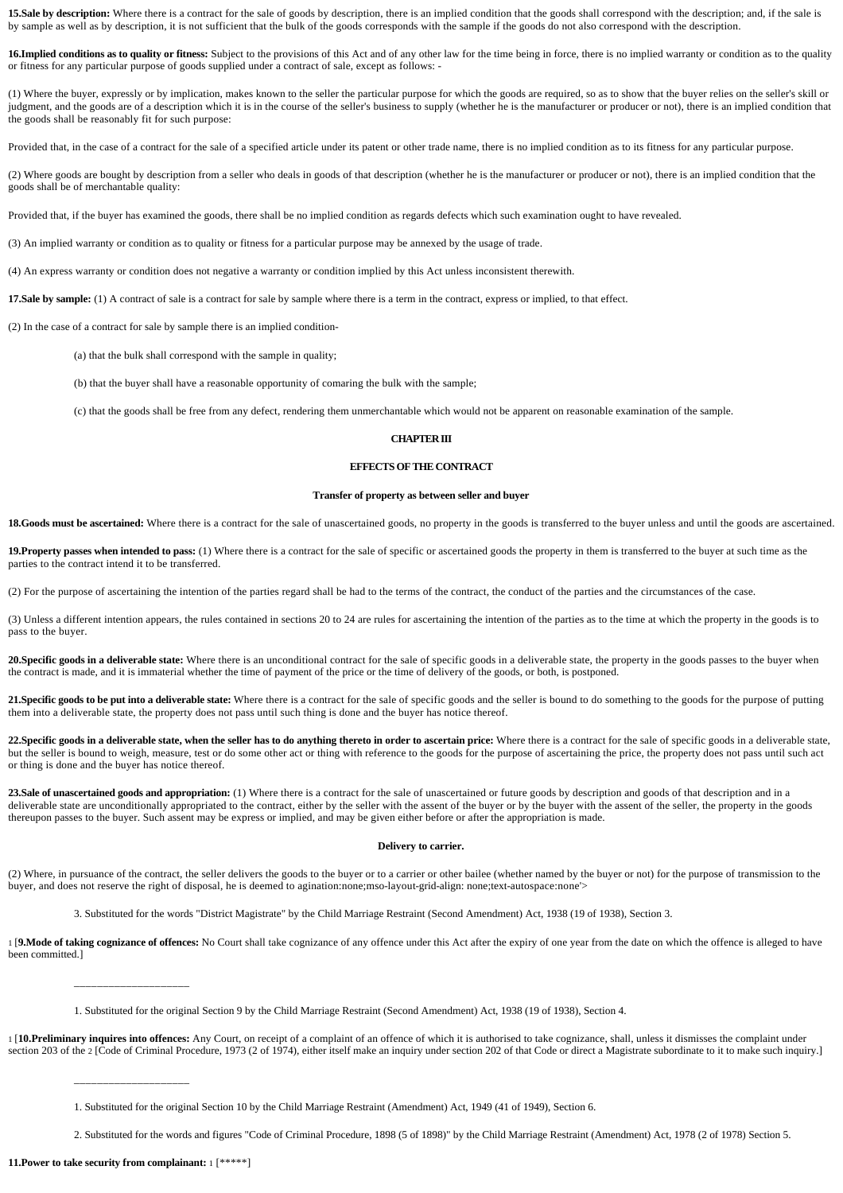**15.Sale by description:** Where there is a contract for the sale of goods by description, there is an implied condition that the goods shall correspond with the description; and, if the sale is by sample as well as by description, it is not sufficient that the bulk of the goods corresponds with the sample if the goods do not also correspond with the description.

**16.Implied conditions as to quality or fitness:** Subject to the provisions of this Act and of any other law for the time being in force, there is no implied warranty or condition as to the quality or fitness for any particular purpose of goods supplied under a contract of sale, except as follows: -

(1) Where the buyer, expressly or by implication, makes known to the seller the particular purpose for which the goods are required, so as to show that the buyer relies on the seller's skill or judgment, and the goods are of a description which it is in the course of the seller's business to supply (whether he is the manufacturer or producer or not), there is an implied condition that the goods shall be reasonably fit for such purpose:

Provided that, in the case of a contract for the sale of a specified article under its patent or other trade name, there is no implied condition as to its fitness for any particular purpose.

(2) Where goods are bought by description from a seller who deals in goods of that description (whether he is the manufacturer or producer or not), there is an implied condition that the goods shall be of merchantable quality:

Provided that, if the buyer has examined the goods, there shall be no implied condition as regards defects which such examination ought to have revealed.

(3) An implied warranty or condition as to quality or fitness for a particular purpose may be annexed by the usage of trade.

(4) An express warranty or condition does not negative a warranty or condition implied by this Act unless inconsistent therewith.

**17.Sale by sample:** (1) A contract of sale is a contract for sale by sample where there is a term in the contract, express or implied, to that effect.

(2) In the case of a contract for sale by sample there is an implied condition-

(a) that the bulk shall correspond with the sample in quality;

(b) that the buyer shall have a reasonable opportunity of comaring the bulk with the sample;

(c) that the goods shall be free from any defect, rendering them unmerchantable which would not be apparent on reasonable examination of the sample.

## CHAPTER III

## EFFECTS OF THE CONTRACT

### Transfer of property as between seller and buyer

**18.Goods must be ascertained:** Where there is a contract for the sale of unascertained goods, no property in the goods is transferred to the buyer unless and until the goods are ascertained.

**19.Property passes when intended to pass:** (1) Where there is a contract for the sale of specific or ascertained goods the property in them is transferred to the buyer at such time as the parties to the contract intend it to be transferred.

(2) For the purpose of ascertaining the intention of the parties regard shall be had to the terms of the contract, the conduct of the parties and the circumstances of the case.

(3) Unless a different intention appears, the rules contained in sections 20 to 24 are rules for ascertaining the intention of the parties as to the time at which the property in the goods is to pass to the buyer.

**20.Specific goods in a deliverable state:** Where there is an unconditional contract for the sale of specific goods in a deliverable state, the property in the goods passes to the buyer when the contract is made, and it is immaterial whether the time of payment of the price or the time of delivery of the goods, or both, is postponed.

**21.Specific goods to be put into a deliverable state:** Where there is a contract for the sale of specific goods and the seller is bound to do something to the goods for the purpose of putting them into a deliverable state, the property does not pass until such thing is done and the buyer has notice thereof.

**22.Specific goods in a deliverable state, when the seller has to do anything thereto in order to ascertain price:** Where there is a contract for the sale of specific goods in a deliverable state, but the seller is bound to weigh, measure, test or do some other act or thing with reference to the goods for the purpose of ascertaining the price, the property does not pass until such act or thing is done and the buyer has notice thereof.

**23.Sale of unascertained goods and appropriation:** (1) Where there is a contract for the sale of unascertained or future goods by description and goods of that description and in a deliverable state are unconditionally appropriated to the contract, either by the seller with the assent of the buyer or by the buyer with the assent of the seller, the property in the goods thereupon passes to the buyer. Such assent may be express or implied, and may be given either before or after the appropriation is made.

### Delivery to carrier.

(2) Where, in pursuance of the contract, the seller delivers the goods to the buyer or to a carrier or other bailee (whether named by the buyer or not) for the purpose of transmission to the buyer, and does not reserve the right of disposal, he is deemed to agination:none;mso-layout-grid-align: none;text-autospace:none'>

3. Substituted for the words "District Magistrate" by the Child Marriage Restraint (Second Amendment) Act, 1938 (19 of 1938), Section 3.

1 [**9.Mode of taking cognizance of offences:** No Court shall take cognizance of any offence under this Act after the expiry of one year from the date on which the offence is alleged to have been committed.]

____________________

1. Substituted for the original Section 9 by the Child Marriage Restraint (Second Amendment) Act, 1938 (19 of 1938), Section 4.

1 [**10.Preliminary inquires into offences:** Any Court, on receipt of a complaint of an offence of which it is authorised to take cognizance, shall, unless it dismisses the complaint under section 203 of the 2 [Code of Criminal Procedure, 1973 (2 of 1974), either itself make an inquiry under section 202 of that Code or direct a Magistrate subordinate to it to make such inquiry.]

____________________

1. Substituted for the original Section 10 by the Child Marriage Restraint (Amendment) Act, 1949 (41 of 1949), Section 6.

2. Substituted for the words and figures "Code of Criminal Procedure, 1898 (5 of 1898)" by the Child Marriage Restraint (Amendment) Act, 1978 (2 of 1978) Section 5.

**11.Power to take security from complainant:** 1 [*****]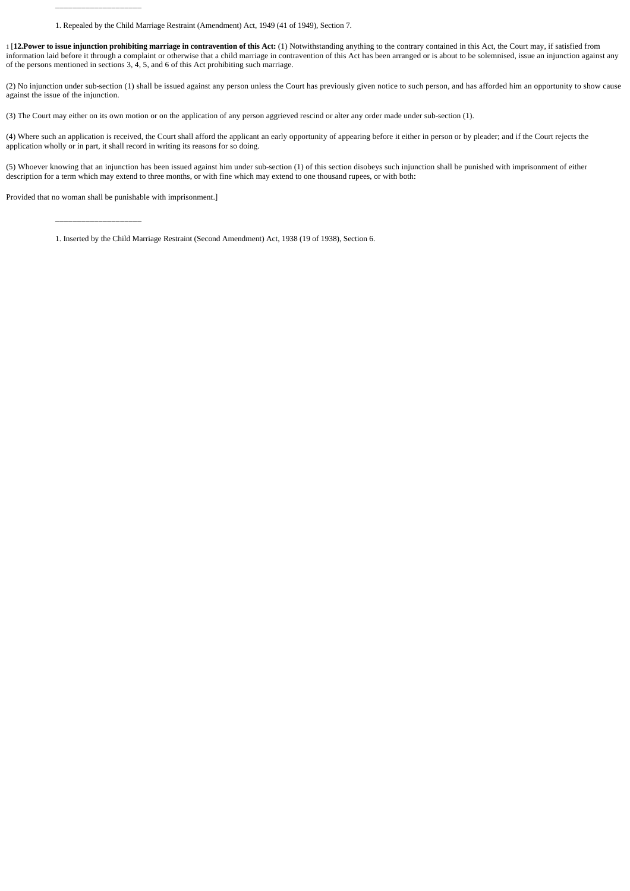1. Repealed by the Child Marriage Restraint (Amendment) Act, 1949 (41 of 1949), Section 7.

1 [**12.Power to issue injunction prohibiting marriage in contravention of this Act:** (1) Notwithstanding anything to the contrary contained in this Act, the Court may, if satisfied from information laid before it through a complaint or otherwise that a child marriage in contravention of this Act has been arranged or is about to be solemnised, issue an injunction against any of the persons mentioned in sections 3, 4, 5, and 6 of this Act prohibiting such marriage.

(2) No injunction under sub-section (1) shall be issued against any person unless the Court has previously given notice to such person, and has afforded him an opportunity to show cause against the issue of the injunction.

(3) The Court may either on its own motion or on the application of any person aggrieved rescind or alter any order made under sub-section (1).

(4) Where such an application is received, the Court shall afford the applicant an early opportunity of appearing before it either in person or by pleader; and if the Court rejects the application wholly or in part, it shall record in writing its reasons for so doing.

(5) Whoever knowing that an injunction has been issued against him under sub-section (1) of this section disobeys such injunction shall be punished with imprisonment of either description for a term which may extend to three months, or with fine which may extend to one thousand rupees, or with both:

Provided that no woman shall be punishable with imprisonment.]

1. Inserted by the Child Marriage Restraint (Second Amendment) Act, 1938 (19 of 1938), Section 6.